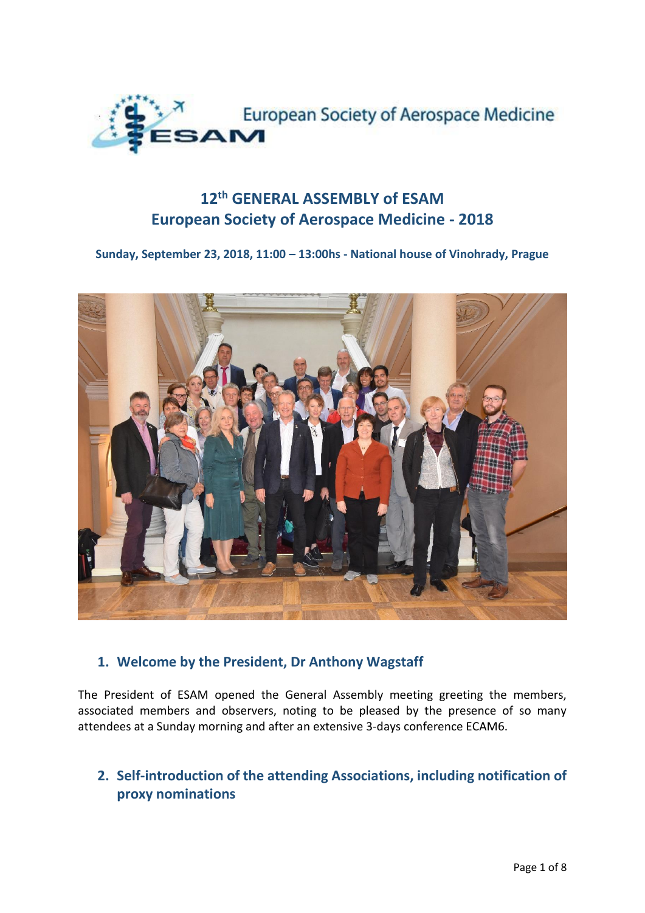European Society of Aerospace Medicine

# 12th GENERAL ASSEMBLY of ESAM
# European Society of Aerospace Medicine - 2018

**Sunday, September 23, 2018, 11:00 – 13:00hs - National house of Vinohrady, Prague**

## 1. Welcome by the President, Dr Anthony Wagstaff

The President of ESAM opened the General Assembly meeting greeting the members, associated members and observers, noting to be pleased by the presence of so many attendees at a Sunday morning and after an extensive 3-days conference ECAM6.

## 2. Self-introduction of the attending Associations, including notification of proxy nominations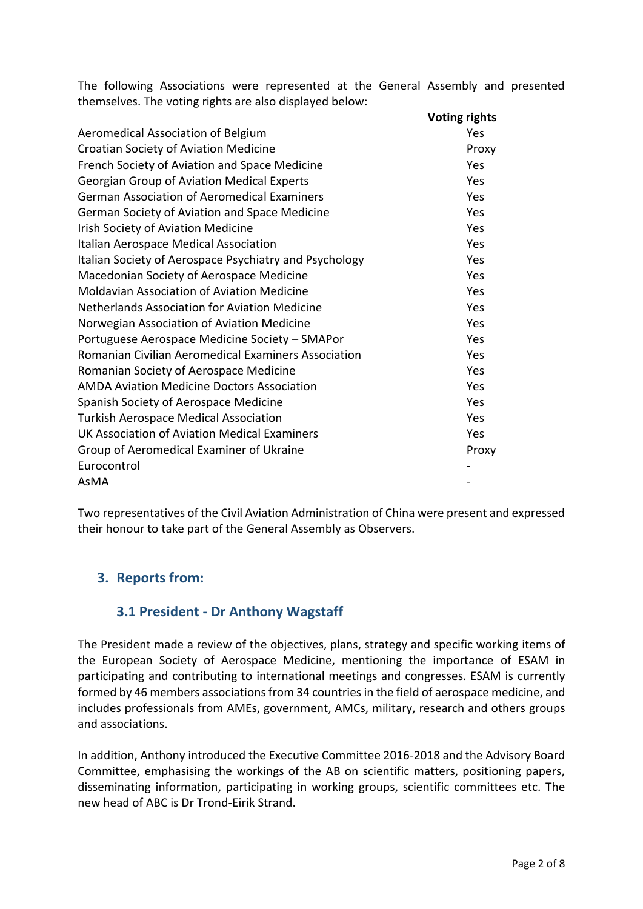The following Associations were represented at the General Assembly and presented themselves. The voting rights are also displayed below:

| | Voting rights |
|---|---|
| Aeromedical Association of Belgium | Yes |
| Croatian Society of Aviation Medicine | Proxy |
| French Society of Aviation and Space Medicine | Yes |
| Georgian Group of Aviation Medical Experts | Yes |
| German Association of Aeromedical Examiners | Yes |
| German Society of Aviation and Space Medicine | Yes |
| Irish Society of Aviation Medicine | Yes |
| Italian Aerospace Medical Association | Yes |
| Italian Society of Aerospace Psychiatry and Psychology | Yes |
| Macedonian Society of Aerospace Medicine | Yes |
| Moldavian Association of Aviation Medicine | Yes |
| Netherlands Association for Aviation Medicine | Yes |
| Norwegian Association of Aviation Medicine | Yes |
| Portuguese Aerospace Medicine Society – SMAPor | Yes |
| Romanian Civilian Aeromedical Examiners Association | Yes |
| Romanian Society of Aerospace Medicine | Yes |
| AMDA Aviation Medicine Doctors Association | Yes |
| Spanish Society of Aerospace Medicine | Yes |
| Turkish Aerospace Medical Association | Yes |
| UK Association of Aviation Medical Examiners | Yes |
| Group of Aeromedical Examiner of Ukraine | Proxy |
| Eurocontrol | - |
| AsMA | - |

Two representatives of the Civil Aviation Administration of China were present and expressed their honour to take part of the General Assembly as Observers.

## 3. Reports from:

### 3.1 President - Dr Anthony Wagstaff

The President made a review of the objectives, plans, strategy and specific working items of the European Society of Aerospace Medicine, mentioning the importance of ESAM in participating and contributing to international meetings and congresses. ESAM is currently formed by 46 members associations from 34 countries in the field of aerospace medicine, and includes professionals from AMEs, government, AMCs, military, research and others groups and associations.

In addition, Anthony introduced the Executive Committee 2016-2018 and the Advisory Board Committee, emphasising the workings of the AB on scientific matters, positioning papers, disseminating information, participating in working groups, scientific committees etc. The new head of ABC is Dr Trond-Eirik Strand.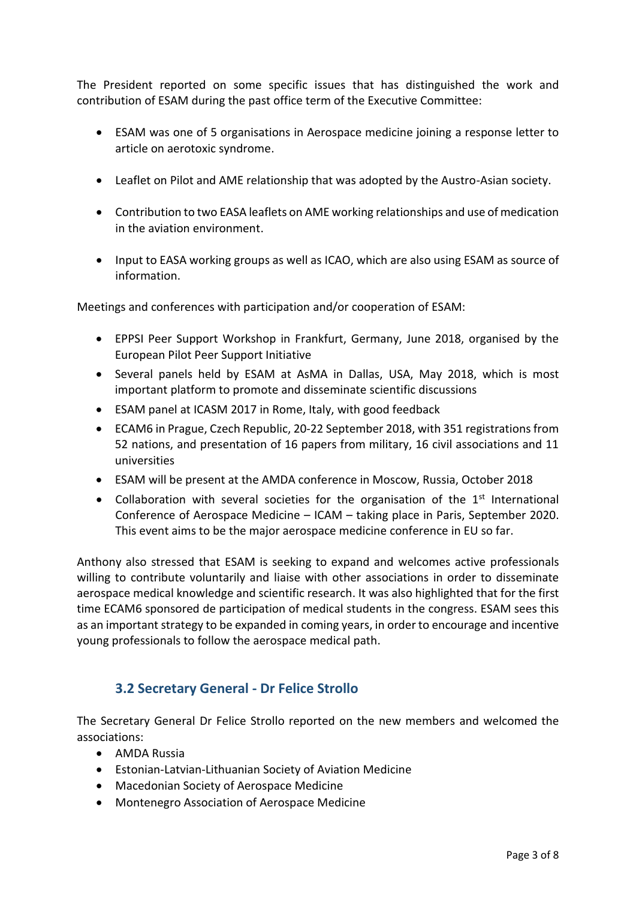The President reported on some specific issues that has distinguished the work and contribution of ESAM during the past office term of the Executive Committee:

- ESAM was one of 5 organisations in Aerospace medicine joining a response letter to article on aerotoxic syndrome.
- Leaflet on Pilot and AME relationship that was adopted by the Austro-Asian society.
- Contribution to two EASA leaflets on AME working relationships and use of medication in the aviation environment.
- Input to EASA working groups as well as ICAO, which are also using ESAM as source of information.

Meetings and conferences with participation and/or cooperation of ESAM:

- EPPSI Peer Support Workshop in Frankfurt, Germany, June 2018, organised by the European Pilot Peer Support Initiative
- Several panels held by ESAM at AsMA in Dallas, USA, May 2018, which is most important platform to promote and disseminate scientific discussions
- ESAM panel at ICASM 2017 in Rome, Italy, with good feedback
- ECAM6 in Prague, Czech Republic, 20-22 September 2018, with 351 registrations from 52 nations, and presentation of 16 papers from military, 16 civil associations and 11 universities
- ESAM will be present at the AMDA conference in Moscow, Russia, October 2018
- Collaboration with several societies for the organisation of the 1st International Conference of Aerospace Medicine – ICAM – taking place in Paris, September 2020. This event aims to be the major aerospace medicine conference in EU so far.

Anthony also stressed that ESAM is seeking to expand and welcomes active professionals willing to contribute voluntarily and liaise with other associations in order to disseminate aerospace medical knowledge and scientific research. It was also highlighted that for the first time ECAM6 sponsored de participation of medical students in the congress. ESAM sees this as an important strategy to be expanded in coming years, in order to encourage and incentive young professionals to follow the aerospace medical path.

### 3.2 Secretary General - Dr Felice Strollo

The Secretary General Dr Felice Strollo reported on the new members and welcomed the associations:

- AMDA Russia
- Estonian-Latvian-Lithuanian Society of Aviation Medicine
- Macedonian Society of Aerospace Medicine
- Montenegro Association of Aerospace Medicine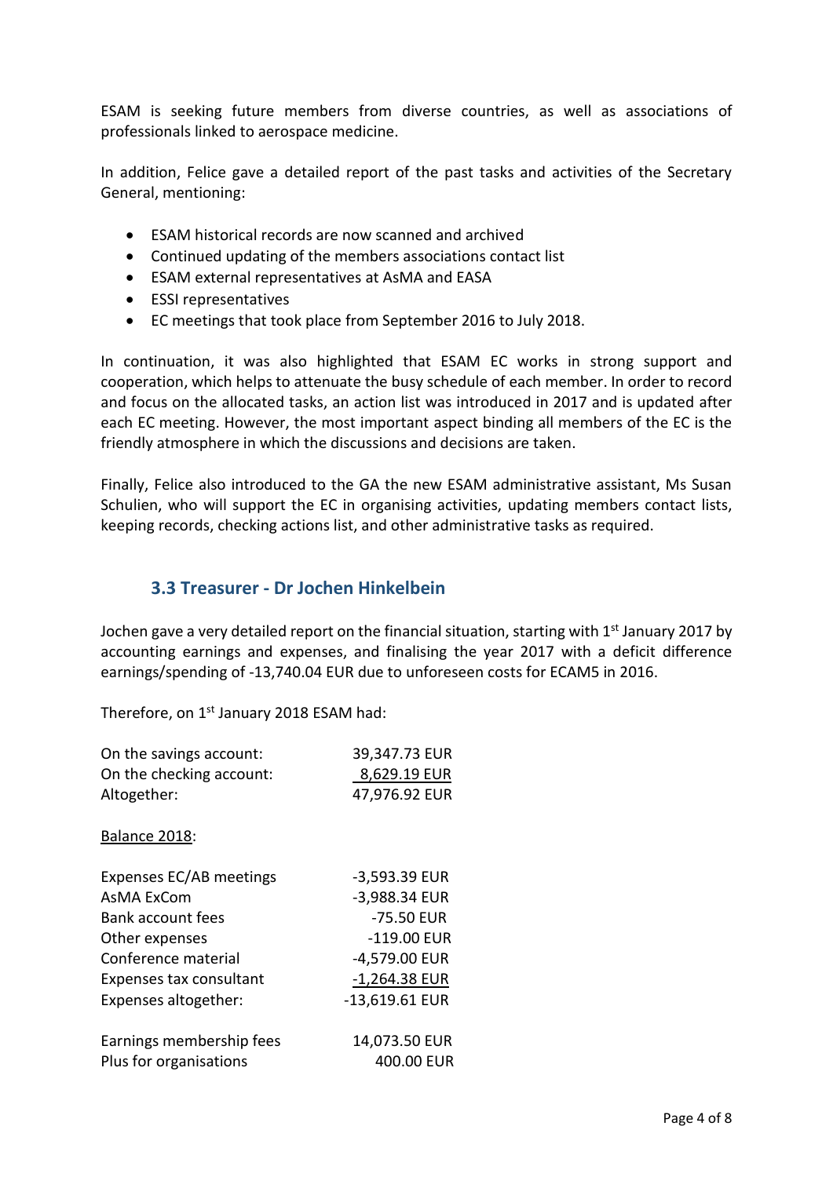ESAM is seeking future members from diverse countries, as well as associations of professionals linked to aerospace medicine.

In addition, Felice gave a detailed report of the past tasks and activities of the Secretary General, mentioning:

- ESAM historical records are now scanned and archived
- Continued updating of the members associations contact list
- ESAM external representatives at AsMA and EASA
- ESSI representatives
- EC meetings that took place from September 2016 to July 2018.

In continuation, it was also highlighted that ESAM EC works in strong support and cooperation, which helps to attenuate the busy schedule of each member. In order to record and focus on the allocated tasks, an action list was introduced in 2017 and is updated after each EC meeting. However, the most important aspect binding all members of the EC is the friendly atmosphere in which the discussions and decisions are taken.

Finally, Felice also introduced to the GA the new ESAM administrative assistant, Ms Susan Schulien, who will support the EC in organising activities, updating members contact lists, keeping records, checking actions list, and other administrative tasks as required.

### 3.3 Treasurer - Dr Jochen Hinkelbein

Jochen gave a very detailed report on the financial situation, starting with 1st January 2017 by accounting earnings and expenses, and finalising the year 2017 with a deficit difference earnings/spending of -13,740.04 EUR due to unforeseen costs for ECAM5 in 2016.

Therefore, on 1st January 2018 ESAM had:

| | |
|---|---:|
| On the savings account: | 39,347.73 EUR |
| On the checking account: | 8,629.19 EUR |
| Altogether: | 47,976.92 EUR |

Balance 2018:

| | |
|---|---:|
| Expenses EC/AB meetings | -3,593.39 EUR |
| AsMA ExCom | -3,988.34 EUR |
| Bank account fees | -75.50 EUR |
| Other expenses | -119.00 EUR |
| Conference material | -4,579.00 EUR |
| Expenses tax consultant | -1,264.38 EUR |
| Expenses altogether: | -13,619.61 EUR |
| | |
| Earnings membership fees | 14,073.50 EUR |
| Plus for organisations | 400.00 EUR |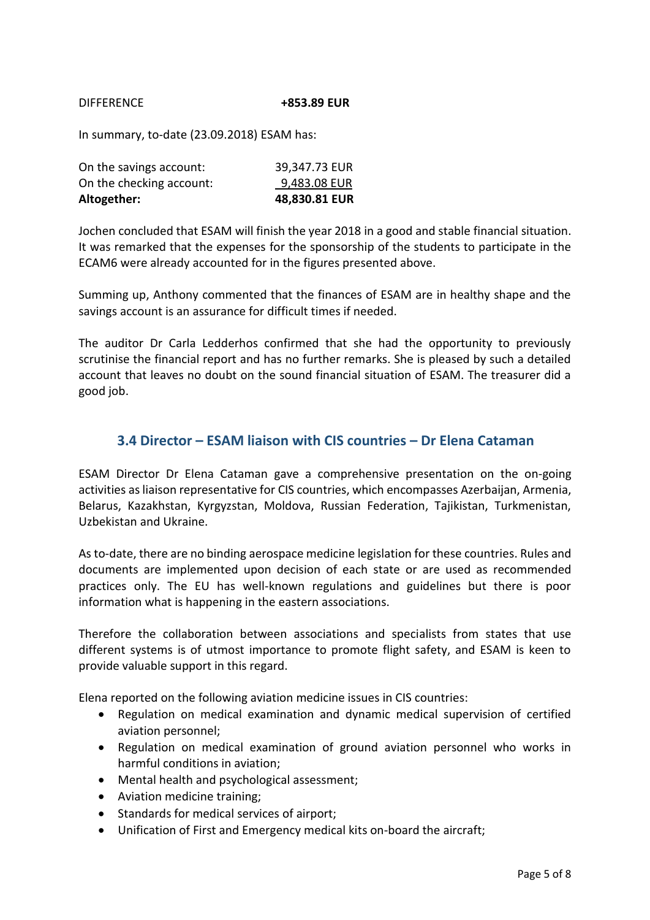| DIFFERENCE | **+853.89 EUR** |
|---|---|

In summary, to-date (23.09.2018) ESAM has:

| On the savings account: | 39,347.73 EUR |
|---|---|
| On the checking account: | 9,483.08 EUR |
| **Altogether:** | **48,830.81 EUR** |

Jochen concluded that ESAM will finish the year 2018 in a good and stable financial situation. It was remarked that the expenses for the sponsorship of the students to participate in the ECAM6 were already accounted for in the figures presented above.

Summing up, Anthony commented that the finances of ESAM are in healthy shape and the savings account is an assurance for difficult times if needed.

The auditor Dr Carla Ledderhos confirmed that she had the opportunity to previously scrutinise the financial report and has no further remarks. She is pleased by such a detailed account that leaves no doubt on the sound financial situation of ESAM. The treasurer did a good job.

### 3.4 Director – ESAM liaison with CIS countries – Dr Elena Cataman

ESAM Director Dr Elena Cataman gave a comprehensive presentation on the on-going activities as liaison representative for CIS countries, which encompasses Azerbaijan, Armenia, Belarus, Kazakhstan, Kyrgyzstan, Moldova, Russian Federation, Tajikistan, Turkmenistan, Uzbekistan and Ukraine.

As to-date, there are no binding aerospace medicine legislation for these countries. Rules and documents are implemented upon decision of each state or are used as recommended practices only. The EU has well-known regulations and guidelines but there is poor information what is happening in the eastern associations.

Therefore the collaboration between associations and specialists from states that use different systems is of utmost importance to promote flight safety, and ESAM is keen to provide valuable support in this regard.

Elena reported on the following aviation medicine issues in CIS countries:

- Regulation on medical examination and dynamic medical supervision of certified aviation personnel;
- Regulation on medical examination of ground aviation personnel who works in harmful conditions in aviation;
- Mental health and psychological assessment;
- Aviation medicine training;
- Standards for medical services of airport;
- Unification of First and Emergency medical kits on-board the aircraft;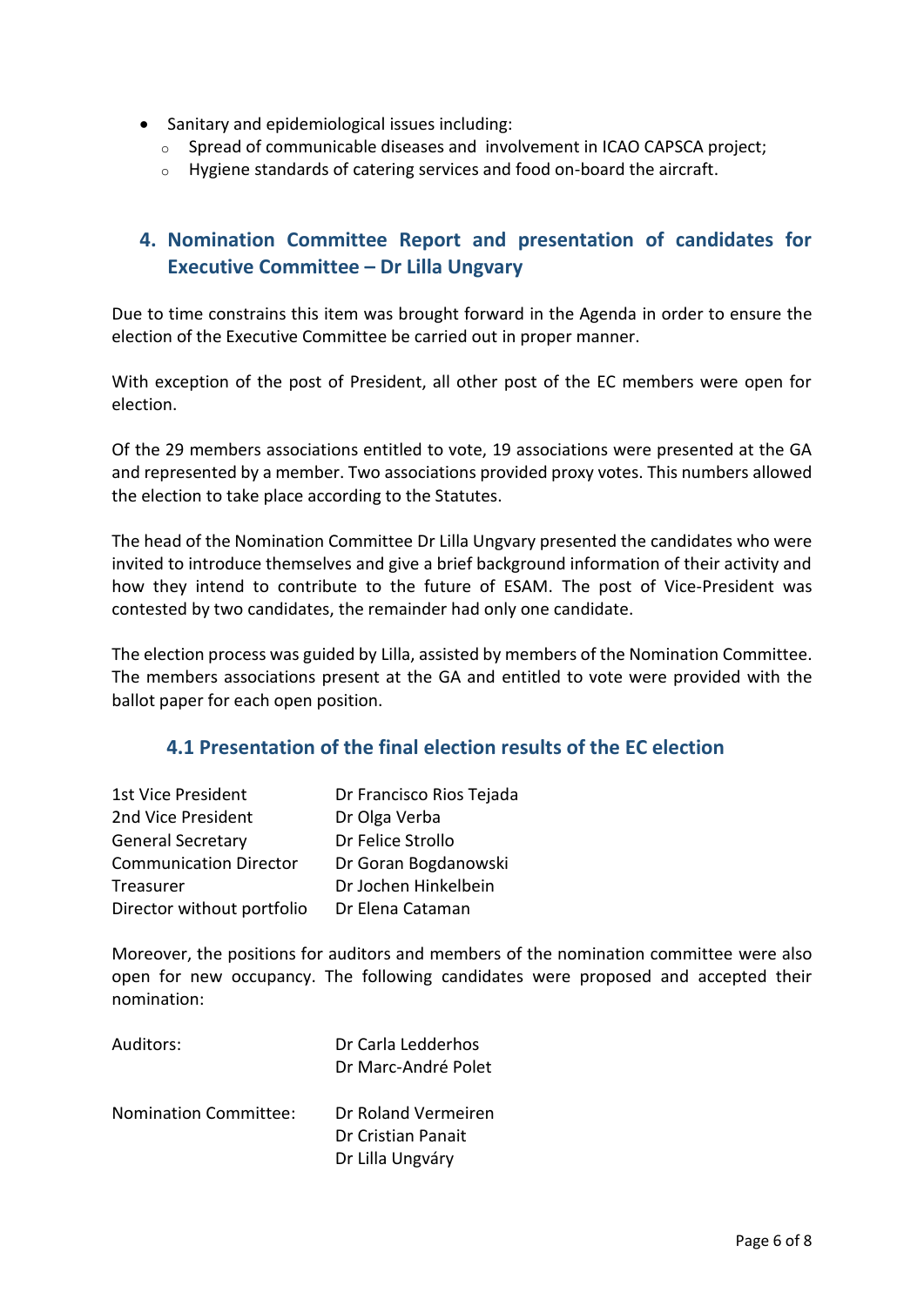- Sanitary and epidemiological issues including:
    - Spread of communicable diseases and involvement in ICAO CAPSCA project;
    - Hygiene standards of catering services and food on-board the aircraft.

## 4. Nomination Committee Report and presentation of candidates for Executive Committee – Dr Lilla Ungvary

Due to time constrains this item was brought forward in the Agenda in order to ensure the election of the Executive Committee be carried out in proper manner.

With exception of the post of President, all other post of the EC members were open for election.

Of the 29 members associations entitled to vote, 19 associations were presented at the GA and represented by a member. Two associations provided proxy votes. This numbers allowed the election to take place according to the Statutes.

The head of the Nomination Committee Dr Lilla Ungvary presented the candidates who were invited to introduce themselves and give a brief background information of their activity and how they intend to contribute to the future of ESAM. The post of Vice-President was contested by two candidates, the remainder had only one candidate.

The election process was guided by Lilla, assisted by members of the Nomination Committee. The members associations present at the GA and entitled to vote were provided with the ballot paper for each open position.

### 4.1 Presentation of the final election results of the EC election

| | |
|---|---|
| 1st Vice President | Dr Francisco Rios Tejada |
| 2nd Vice President | Dr Olga Verba |
| General Secretary | Dr Felice Strollo |
| Communication Director | Dr Goran Bogdanowski |
| Treasurer | Dr Jochen Hinkelbein |
| Director without portfolio | Dr Elena Cataman |

Moreover, the positions for auditors and members of the nomination committee were also open for new occupancy. The following candidates were proposed and accepted their nomination:

| | |
|---|---|
| Auditors: | Dr Carla Ledderhos |
| | Dr Marc-André Polet |
| Nomination Committee: | Dr Roland Vermeiren |
| | Dr Cristian Panait |
| | Dr Lilla Ungváry |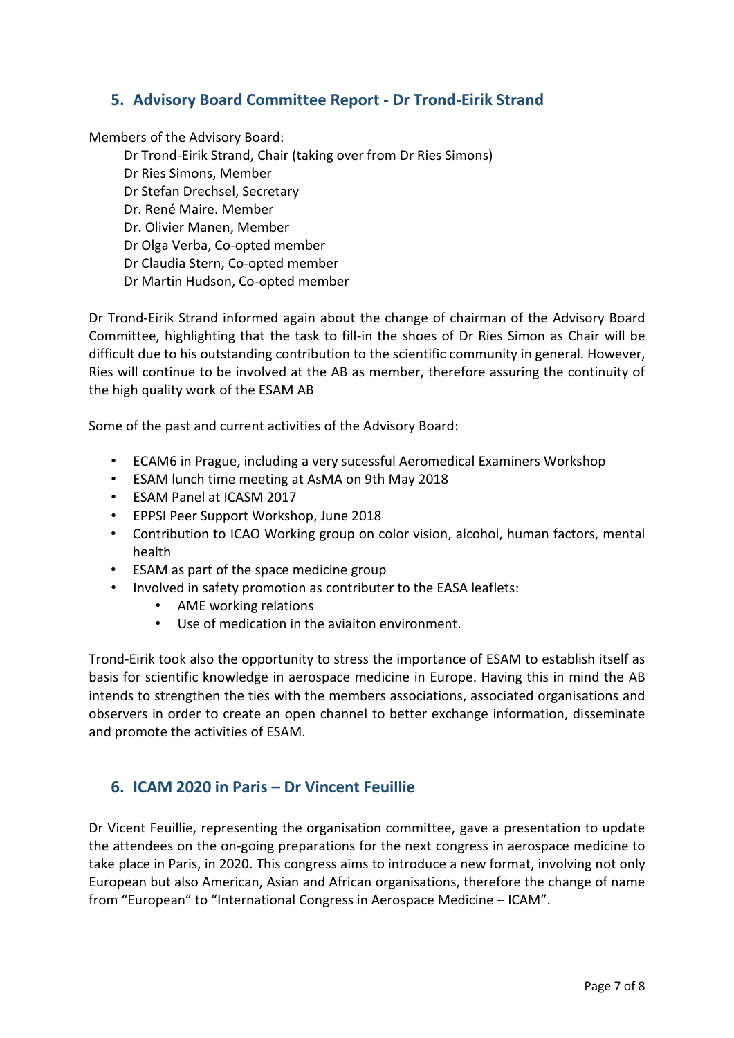## 5. Advisory Board Committee Report - Dr Trond-Eirik Strand

Members of the Advisory Board:

Dr Trond-Eirik Strand, Chair (taking over from Dr Ries Simons)
Dr Ries Simons, Member
Dr Stefan Drechsel, Secretary
Dr. René Maire. Member
Dr. Olivier Manen, Member
Dr Olga Verba, Co-opted member
Dr Claudia Stern, Co-opted member
Dr Martin Hudson, Co-opted member

Dr Trond-Eirik Strand informed again about the change of chairman of the Advisory Board Committee, highlighting that the task to fill-in the shoes of Dr Ries Simon as Chair will be difficult due to his outstanding contribution to the scientific community in general. However, Ries will continue to be involved at the AB as member, therefore assuring the continuity of the high quality work of the ESAM AB

Some of the past and current activities of the Advisory Board:

- ECAM6 in Prague, including a very sucessful Aeromedical Examiners Workshop
- ESAM lunch time meeting at AsMA on 9th May 2018
- ESAM Panel at ICASM 2017
- EPPSI Peer Support Workshop, June 2018
- Contribution to ICAO Working group on color vision, alcohol, human factors, mental health
- ESAM as part of the space medicine group
- Involved in safety promotion as contributer to the EASA leaflets:
  - AME working relations
  - Use of medication in the aviaiton environment.

Trond-Eirik took also the opportunity to stress the importance of ESAM to establish itself as basis for scientific knowledge in aerospace medicine in Europe. Having this in mind the AB intends to strengthen the ties with the members associations, associated organisations and observers in order to create an open channel to better exchange information, disseminate and promote the activities of ESAM.

## 6. ICAM 2020 in Paris – Dr Vincent Feuillie

Dr Vicent Feuillie, representing the organisation committee, gave a presentation to update the attendees on the on-going preparations for the next congress in aerospace medicine to take place in Paris, in 2020. This congress aims to introduce a new format, involving not only European but also American, Asian and African organisations, therefore the change of name from "European" to "International Congress in Aerospace Medicine – ICAM".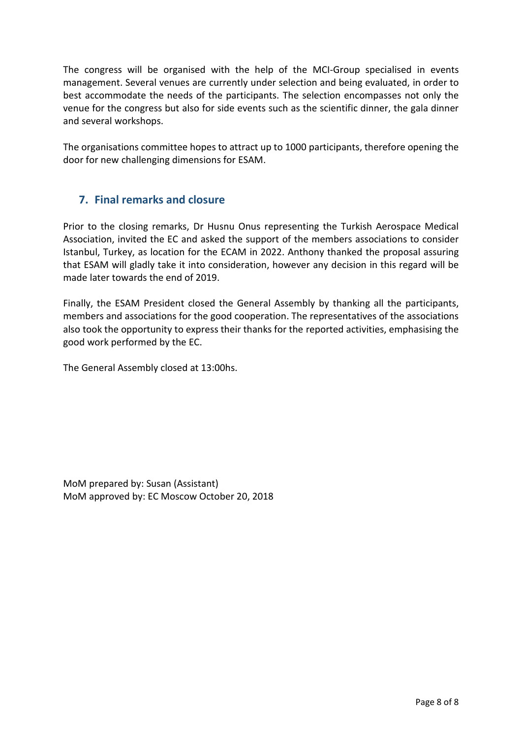The congress will be organised with the help of the MCI-Group specialised in events management. Several venues are currently under selection and being evaluated, in order to best accommodate the needs of the participants. The selection encompasses not only the venue for the congress but also for side events such as the scientific dinner, the gala dinner and several workshops.

The organisations committee hopes to attract up to 1000 participants, therefore opening the door for new challenging dimensions for ESAM.

## 7. Final remarks and closure

Prior to the closing remarks, Dr Husnu Onus representing the Turkish Aerospace Medical Association, invited the EC and asked the support of the members associations to consider Istanbul, Turkey, as location for the ECAM in 2022. Anthony thanked the proposal assuring that ESAM will gladly take it into consideration, however any decision in this regard will be made later towards the end of 2019.

Finally, the ESAM President closed the General Assembly by thanking all the participants, members and associations for the good cooperation. The representatives of the associations also took the opportunity to express their thanks for the reported activities, emphasising the good work performed by the EC.

The General Assembly closed at 13:00hs.

MoM prepared by: Susan (Assistant)
MoM approved by: EC Moscow October 20, 2018